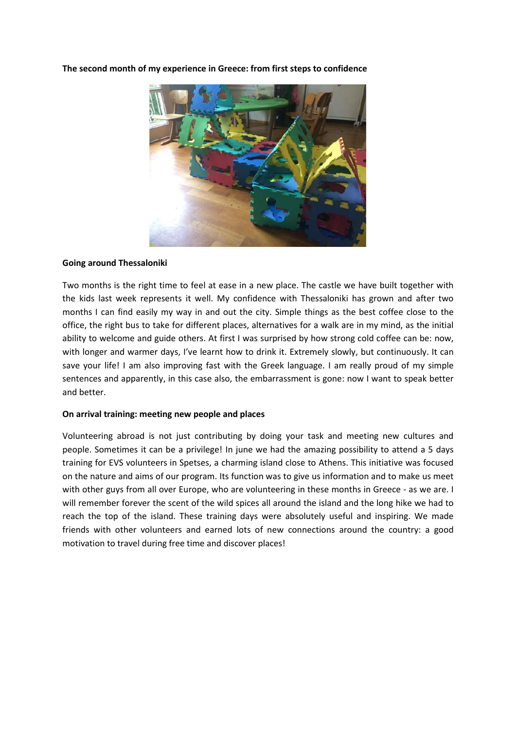**The second month of my experience in Greece: from first steps to confidence**

**Going around Thessaloniki**

Two months is the right time to feel at ease in a new place. The castle we have built together with the kids last week represents it well. My confidence with Thessaloniki has grown and after two months I can find easily my way in and out the city. Simple things as the best coffee close to the office, the right bus to take for different places, alternatives for a walk are in my mind, as the initial ability to welcome and guide others. At first I was surprised by how strong cold coffee can be: now, with longer and warmer days, I've learnt how to drink it. Extremely slowly, but continuously. It can save your life! I am also improving fast with the Greek language. I am really proud of my simple sentences and apparently, in this case also, the embarrassment is gone: now I want to speak better and better.

**On arrival training: meeting new people and places**

Volunteering abroad is not just contributing by doing your task and meeting new cultures and people. Sometimes it can be a privilege! In june we had the amazing possibility to attend a 5 days training for EVS volunteers in Spetses, a charming island close to Athens. This initiative was focused on the nature and aims of our program. Its function was to give us information and to make us meet with other guys from all over Europe, who are volunteering in these months in Greece - as we are. I will remember forever the scent of the wild spices all around the island and the long hike we had to reach the top of the island. These training days were absolutely useful and inspiring. We made friends with other volunteers and earned lots of new connections around the country: a good motivation to travel during free time and discover places!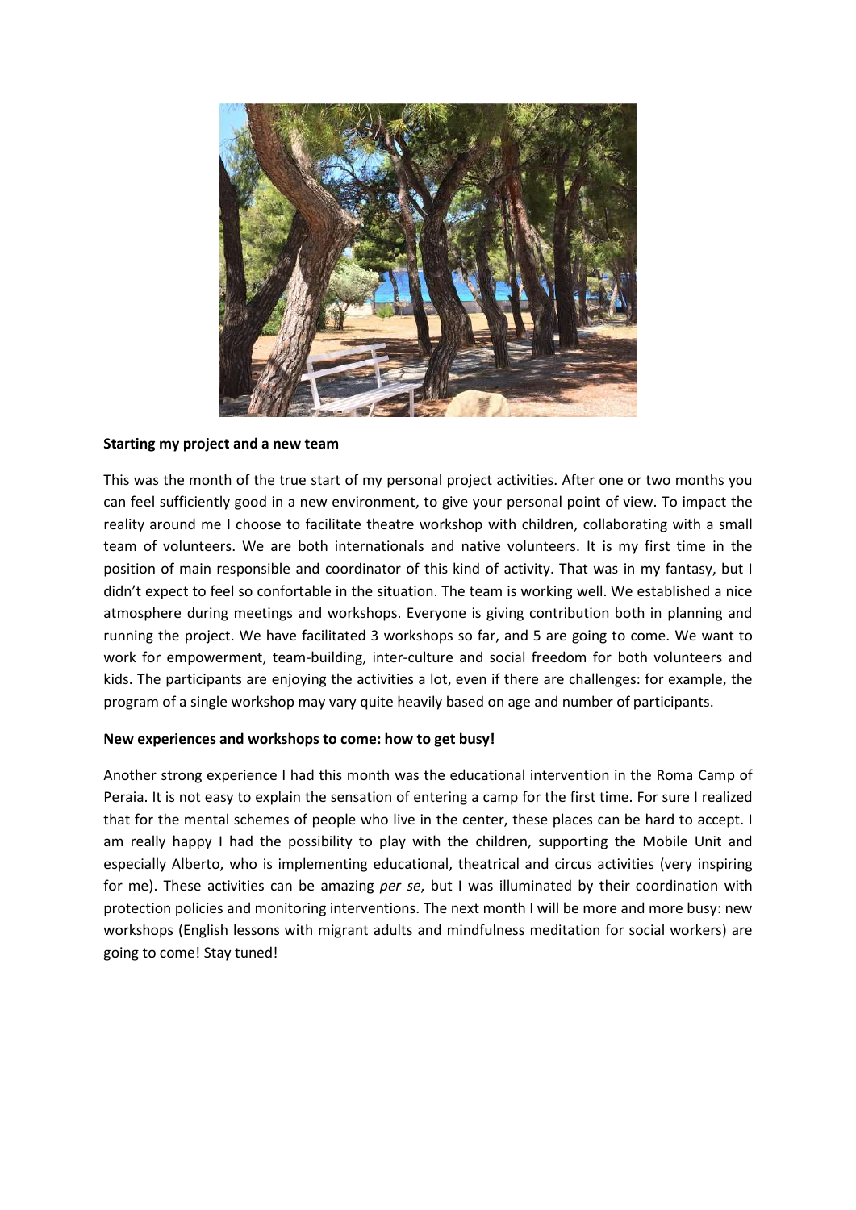**Starting my project and a new team**

This was the month of the true start of my personal project activities. After one or two months you can feel sufficiently good in a new environment, to give your personal point of view. To impact the reality around me I choose to facilitate theatre workshop with children, collaborating with a small team of volunteers. We are both internationals and native volunteers. It is my first time in the position of main responsible and coordinator of this kind of activity. That was in my fantasy, but I didn't expect to feel so confortable in the situation. The team is working well. We established a nice atmosphere during meetings and workshops. Everyone is giving contribution both in planning and running the project. We have facilitated 3 workshops so far, and 5 are going to come. We want to work for empowerment, team-building, inter-culture and social freedom for both volunteers and kids. The participants are enjoying the activities a lot, even if there are challenges: for example, the program of a single workshop may vary quite heavily based on age and number of participants.

**New experiences and workshops to come: how to get busy!**

Another strong experience I had this month was the educational intervention in the Roma Camp of Peraia. It is not easy to explain the sensation of entering a camp for the first time. For sure I realized that for the mental schemes of people who live in the center, these places can be hard to accept. I am really happy I had the possibility to play with the children, supporting the Mobile Unit and especially Alberto, who is implementing educational, theatrical and circus activities (very inspiring for me). These activities can be amazing *per se*, but I was illuminated by their coordination with protection policies and monitoring interventions. The next month I will be more and more busy: new workshops (English lessons with migrant adults and mindfulness meditation for social workers) are going to come! Stay tuned!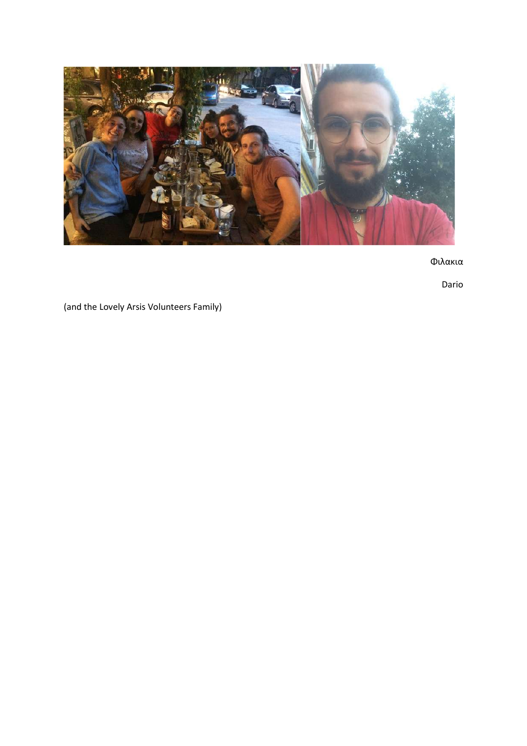Φιλακια

Dario

(and the Lovely Arsis Volunteers Family)